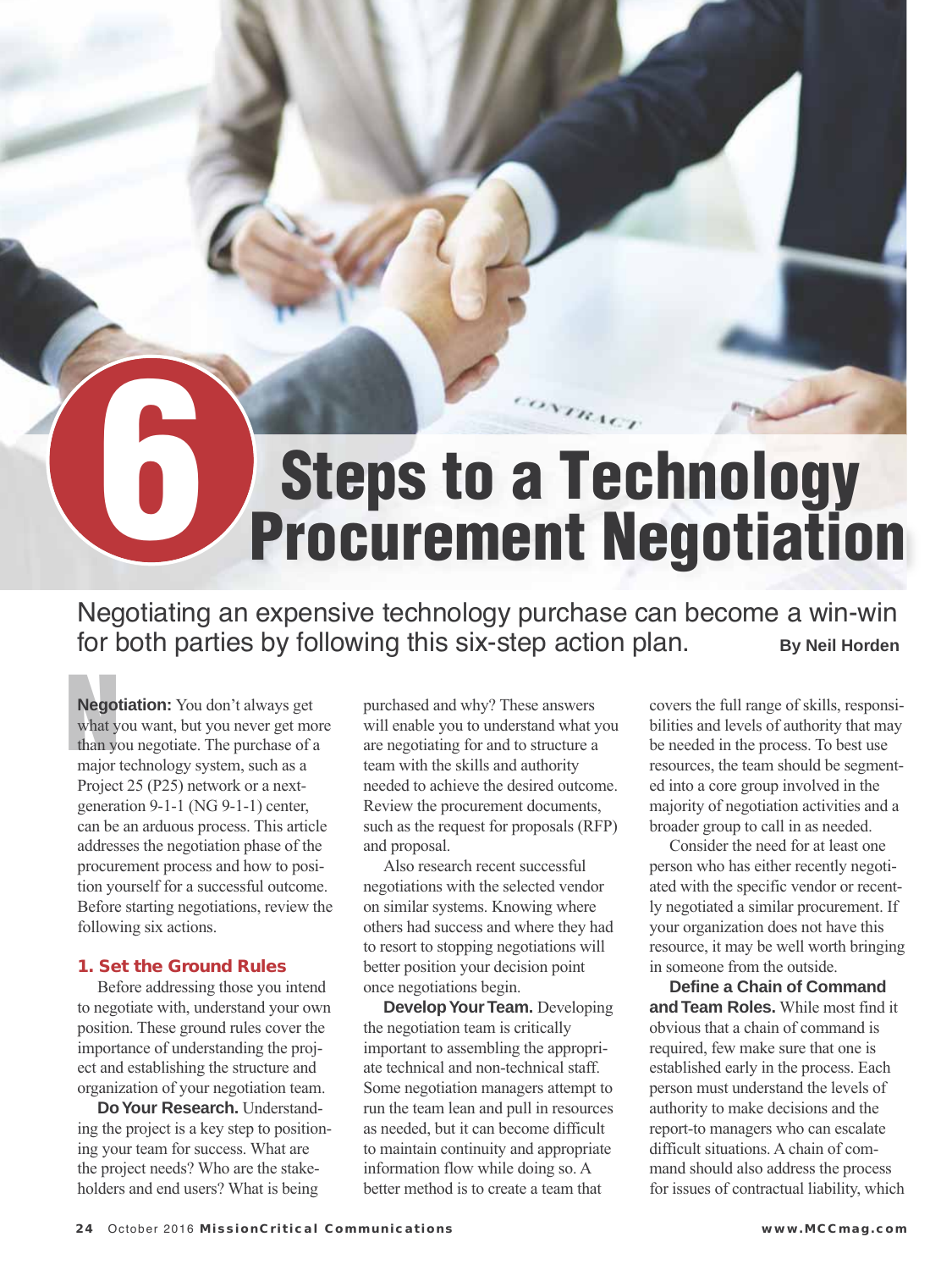# 6 Steps to a Technology Procurement Negotiation

Negotiating an expensive technology purchase can become a win-win for both parties by following this six-step action plan.

**By Neil Horden**

**Negotiation:** You don't always get what you want, but you never get more than you negotiate. The purchase of a major technology system, such as a Project 25 (P25) network or a next-generation 9-1-1 (NG 9-1-1) center, can be an arduous process. This article addresses the negotiation phase of the procurement process and how to position yourself for a successful outcome. Before starting negotiations, review the following six actions.

## 1. Set the Ground Rules

Before addressing those you intend to negotiate with, understand your own position. These ground rules cover the importance of understanding the project and establishing the structure and organization of your negotiation team.

**Do Your Research.** Understanding the project is a key step to positioning your team for success. What are the project needs? Who are the stakeholders and end users? What is being purchased and why? These answers will enable you to understand what you are negotiating for and to structure a team with the skills and authority needed to achieve the desired outcome. Review the procurement documents, such as the request for proposals (RFP) and proposal.

Also research recent successful negotiations with the selected vendor on similar systems. Knowing where others had success and where they had to resort to stopping negotiations will better position your decision point once negotiations begin.

**Develop Your Team.** Developing the negotiation team is critically important to assembling the appropriate technical and non-technical staff. Some negotiation managers attempt to run the team lean and pull in resources as needed, but it can become difficult to maintain continuity and appropriate information flow while doing so. A better method is to create a team that covers the full range of skills, responsibilities and levels of authority that may be needed in the process. To best use resources, the team should be segmented into a core group involved in the majority of negotiation activities and a broader group to call in as needed.

Consider the need for at least one person who has either recently negotiated with the specific vendor or recently negotiated a similar procurement. If your organization does not have this resource, it may be well worth bringing in someone from the outside.

**Define a Chain of Command and Team Roles.** While most find it obvious that a chain of command is required, few make sure that one is established early in the process. Each person must understand the levels of authority to make decisions and the report-to managers who can escalate difficult situations. A chain of command should also address the process for issues of contractual liability, which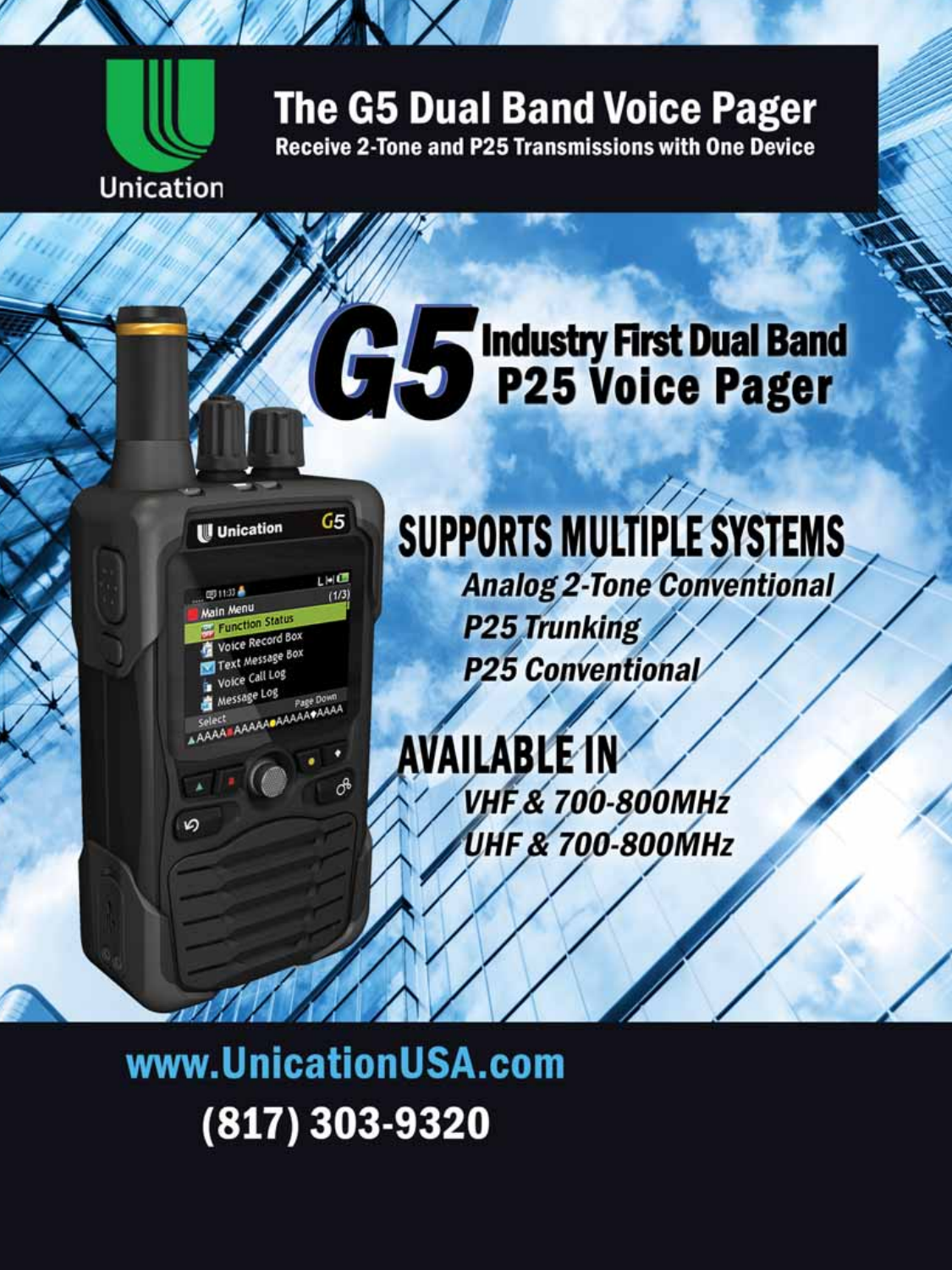# The G5 Dual Band Voice Pager

**Receive 2-Tone and P25 Transmissions with One Device**

## G5 Industry First Dual Band P25 Voice Pager

## SUPPORTS MULTIPLE SYSTEMS

- *Analog 2-Tone Conventional*
- *P25 Trunking*
- *P25 Conventional*

## AVAILABLE IN

- *VHF & 700-800MHz*
- *UHF & 700-800MHz*

**www.UnicationUSA.com**

**(817) 303-9320**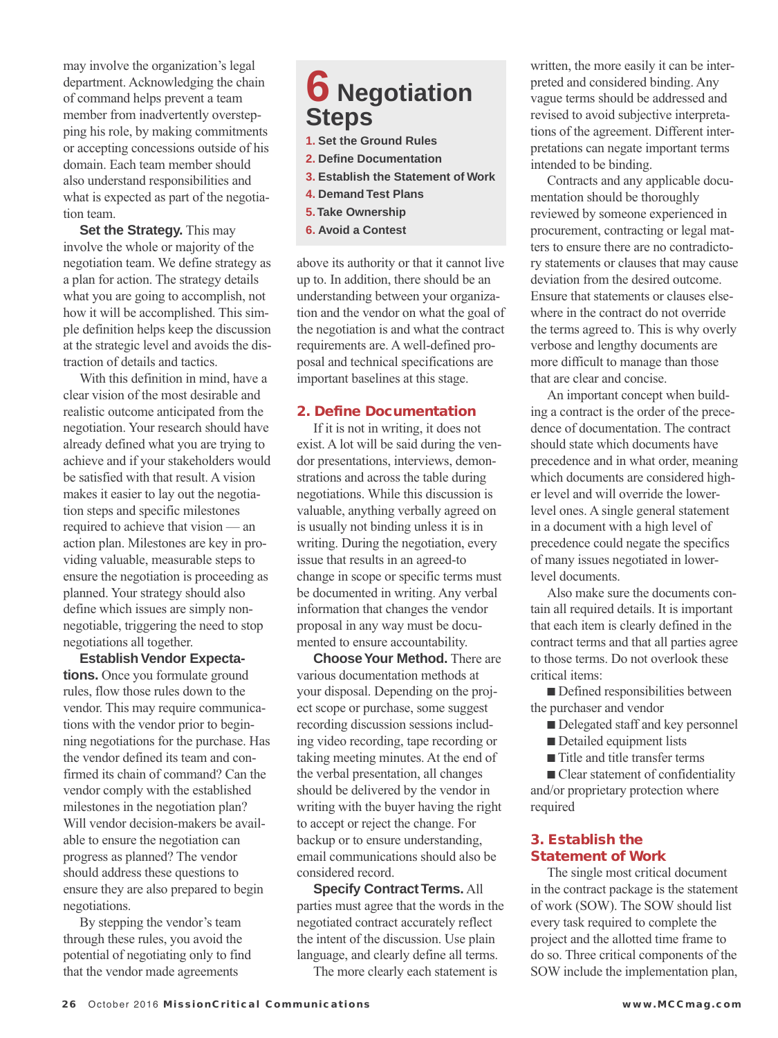may involve the organization's legal department. Acknowledging the chain of command helps prevent a team member from inadvertently overstepping his role, by making commitments or accepting concessions outside of his domain. Each team member should also understand responsibilities and what is expected as part of the negotiation team.

**Set the Strategy.** This may involve the whole or majority of the negotiation team. We define strategy as a plan for action. The strategy details what you are going to accomplish, not how it will be accomplished. This simple definition helps keep the discussion at the strategic level and avoids the distraction of details and tactics.

With this definition in mind, have a clear vision of the most desirable and realistic outcome anticipated from the negotiation. Your research should have already defined what you are trying to achieve and if your stakeholders would be satisfied with that result. A vision makes it easier to lay out the negotiation steps and specific milestones required to achieve that vision — an action plan. Milestones are key in providing valuable, measurable steps to ensure the negotiation is proceeding as planned. Your strategy should also define which issues are simply non-negotiable, triggering the need to stop negotiations all together.

**Establish Vendor Expectations.** Once you formulate ground rules, flow those rules down to the vendor. This may require communications with the vendor prior to beginning negotiations for the purchase. Has the vendor defined its team and confirmed its chain of command? Can the vendor comply with the established milestones in the negotiation plan? Will vendor decision-makers be available to ensure the negotiation can progress as planned? The vendor should address these questions to ensure they are also prepared to begin negotiations.

By stepping the vendor's team through these rules, you avoid the potential of negotiating only to find that the vendor made agreements above its authority or that it cannot live up to. In addition, there should be an understanding between your organization and the vendor on what the goal of the negotiation is and what the contract requirements are. A well-defined proposal and technical specifications are important baselines at this stage.

> **6 Negotiation Steps**
>
> 1. Set the Ground Rules
> 2. Define Documentation
> 3. Establish the Statement of Work
> 4. Demand Test Plans
> 5. Take Ownership
> 6. Avoid a Contest

## 2. Define Documentation

If it is not in writing, it does not exist. A lot will be said during the vendor presentations, interviews, demonstrations and across the table during negotiations. While this discussion is valuable, anything verbally agreed on is usually not binding unless it is in writing. During the negotiation, every issue that results in an agreed-to change in scope or specific terms must be documented in writing. Any verbal information that changes the vendor proposal in any way must be documented to ensure accountability.

**Choose Your Method.** There are various documentation methods at your disposal. Depending on the project scope or purchase, some suggest recording discussion sessions including video recording, tape recording or taking meeting minutes. At the end of the verbal presentation, all changes should be delivered by the vendor in writing with the buyer having the right to accept or reject the change. For backup or to ensure understanding, email communications should also be considered record.

**Specify Contract Terms.** All parties must agree that the words in the negotiated contract accurately reflect the intent of the discussion. Use plain language, and clearly define all terms.

The more clearly each statement is written, the more easily it can be interpreted and considered binding. Any vague terms should be addressed and revised to avoid subjective interpretations of the agreement. Different interpretations can negate important terms intended to be binding.

Contracts and any applicable documentation should be thoroughly reviewed by someone experienced in procurement, contracting or legal matters to ensure there are no contradictory statements or clauses that may cause deviation from the desired outcome. Ensure that statements or clauses elsewhere in the contract do not override the terms agreed to. This is why overly verbose and lengthy documents are more difficult to manage than those that are clear and concise.

An important concept when building a contract is the order of the precedence of documentation. The contract should state which documents have precedence and in what order, meaning which documents are considered higher level and will override the lower-level ones. A single general statement in a document with a high level of precedence could negate the specifics of many issues negotiated in lower-level documents.

Also make sure the documents contain all required details. It is important that each item is clearly defined in the contract terms and that all parties agree to those terms. Do not overlook these critical items:

- Defined responsibilities between the purchaser and vendor
- Delegated staff and key personnel
- Detailed equipment lists
- Title and title transfer terms
- Clear statement of confidentiality and/or proprietary protection where required

## 3. Establish the Statement of Work

The single most critical document in the contract package is the statement of work (SOW). The SOW should list every task required to complete the project and the allotted time frame to do so. Three critical components of the SOW include the implementation plan,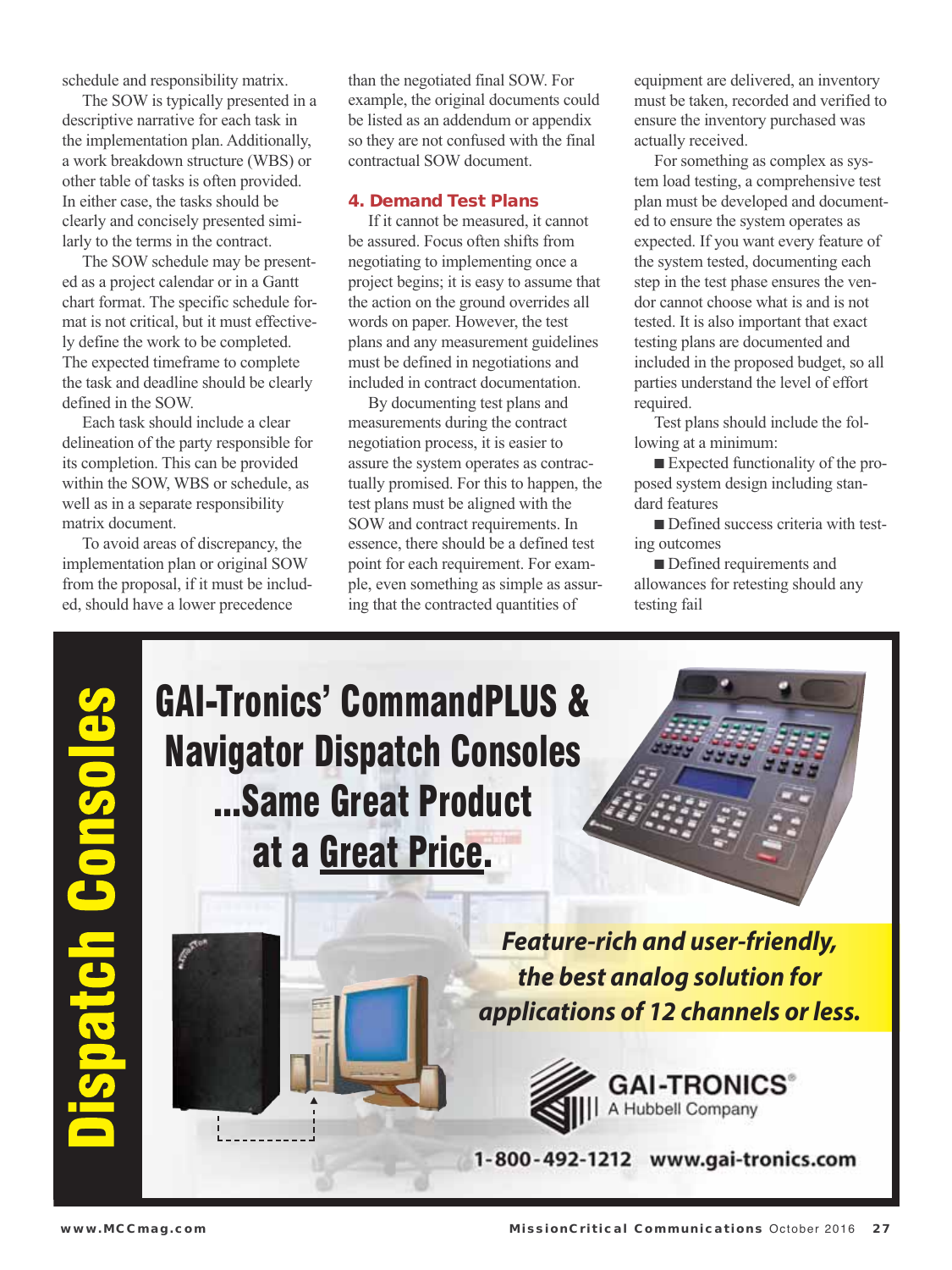schedule and responsibility matrix.

The SOW is typically presented in a descriptive narrative for each task in the implementation plan. Additionally, a work breakdown structure (WBS) or other table of tasks is often provided. In either case, the tasks should be clearly and concisely presented similarly to the terms in the contract.

The SOW schedule may be presented as a project calendar or in a Gantt chart format. The specific schedule format is not critical, but it must effectively define the work to be completed. The expected timeframe to complete the task and deadline should be clearly defined in the SOW.

Each task should include a clear delineation of the party responsible for its completion. This can be provided within the SOW, WBS or schedule, as well as in a separate responsibility matrix document.

To avoid areas of discrepancy, the implementation plan or original SOW from the proposal, if it must be included, should have a lower precedence than the negotiated final SOW. For example, the original documents could be listed as an addendum or appendix so they are not confused with the final contractual SOW document.

## 4. Demand Test Plans

If it cannot be measured, it cannot be assured. Focus often shifts from negotiating to implementing once a project begins; it is easy to assume that the action on the ground overrides all words on paper. However, the test plans and any measurement guidelines must be defined in negotiations and included in contract documentation.

By documenting test plans and measurements during the contract negotiation process, it is easier to assure the system operates as contractually promised. For this to happen, the test plans must be aligned with the SOW and contract requirements. In essence, there should be a defined test point for each requirement. For example, even something as simple as assuring that the contracted quantities of equipment are delivered, an inventory must be taken, recorded and verified to ensure the inventory purchased was actually received.

For something as complex as system load testing, a comprehensive test plan must be developed and documented to ensure the system operates as expected. If you want every feature of the system tested, documenting each step in the test phase ensures the vendor cannot choose what is and is not tested. It is also important that exact testing plans are documented and included in the proposed budget, so all parties understand the level of effort required.

Test plans should include the following at a minimum:

- Expected functionality of the proposed system design including standard features
- Defined success criteria with testing outcomes
- Defined requirements and allowances for retesting should any testing fail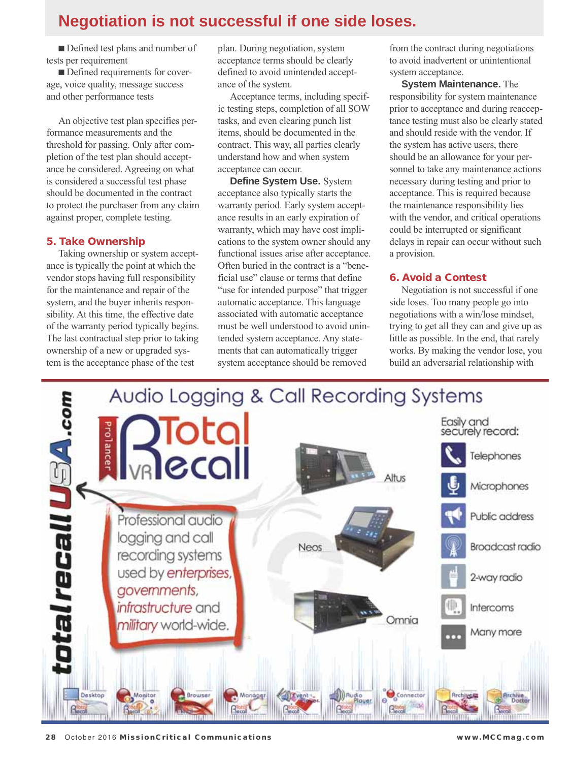**Negotiation is not successful if one side loses.**

- Defined test plans and number of tests per requirement
- Defined requirements for coverage, voice quality, message success and other performance tests

An objective test plan specifies performance measurements and the threshold for passing. Only after completion of the test plan should acceptance be considered. Agreeing on what is considered a successful test phase should be documented in the contract to protect the purchaser from any claim against proper, complete testing.

### 5. Take Ownership

Taking ownership or system acceptance is typically the point at which the vendor stops having full responsibility for the maintenance and repair of the system, and the buyer inherits responsibility. At this time, the effective date of the warranty period typically begins. The last contractual step prior to taking ownership of a new or upgraded system is the acceptance phase of the test plan. During negotiation, system acceptance terms should be clearly defined to avoid unintended acceptance of the system.

Acceptance terms, including specific testing steps, completion of all SOW tasks, and even clearing punch list items, should be documented in the contract. This way, all parties clearly understand how and when system acceptance can occur.

**Define System Use.** System acceptance also typically starts the warranty period. Early system acceptance results in an early expiration of warranty, which may have cost implications to the system owner should any functional issues arise after acceptance. Often buried in the contract is a "beneficial use" clause or terms that define "use for intended purpose" that trigger automatic acceptance. This language associated with automatic acceptance must be well understood to avoid unintended system acceptance. Any statements that can automatically trigger system acceptance should be removed from the contract during negotiations to avoid inadvertent or unintentional system acceptance.

**System Maintenance.** The responsibility for system maintenance prior to acceptance and during reacceptance testing must also be clearly stated and should reside with the vendor. If the system has active users, there should be an allowance for your personnel to take any maintenance actions necessary during testing and prior to acceptance. This is required because the maintenance responsibility lies with the vendor, and critical operations could be interrupted or significant delays in repair can occur without such a provision.

### 6. Avoid a Contest

Negotiation is not successful if one side loses. Too many people go into negotiations with a win/lose mindset, trying to get all they can and give up as little as possible. In the end, that rarely works. By making the vendor lose, you build an adversarial relationship with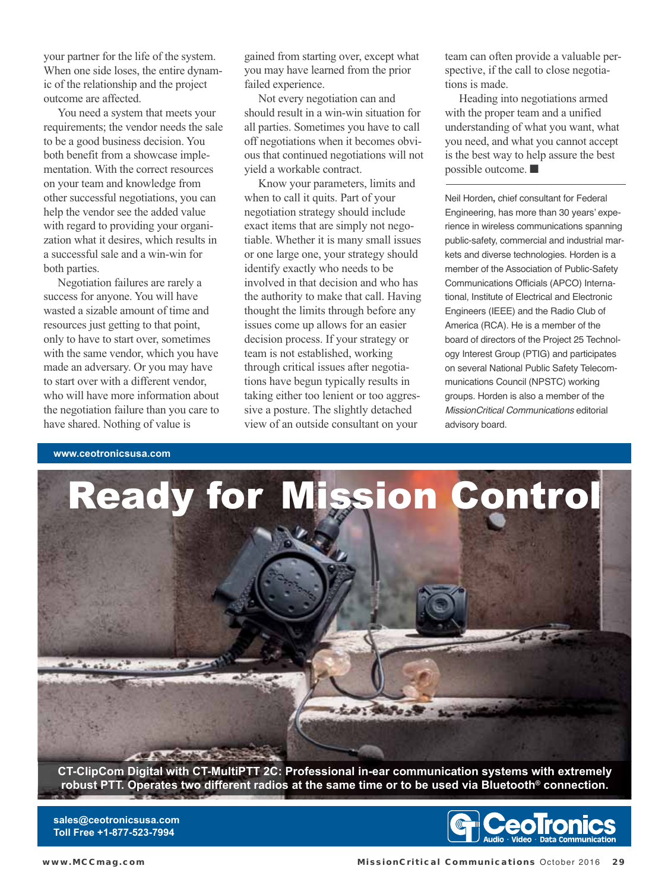your partner for the life of the system. When one side loses, the entire dynamic of the relationship and the project outcome are affected.

You need a system that meets your requirements; the vendor needs the sale to be a good business decision. You both benefit from a showcase implementation. With the correct resources on your team and knowledge from other successful negotiations, you can help the vendor see the added value with regard to providing your organization what it desires, which results in a successful sale and a win-win for both parties.

Negotiation failures are rarely a success for anyone. You will have wasted a sizable amount of time and resources just getting to that point, only to have to start over, sometimes with the same vendor, which you have made an adversary. Or you may have to start over with a different vendor, who will have more information about the negotiation failure than you care to have shared. Nothing of value is gained from starting over, except what you may have learned from the prior failed experience.

Not every negotiation can and should result in a win-win situation for all parties. Sometimes you have to call off negotiations when it becomes obvious that continued negotiations will not yield a workable contract.

Know your parameters, limits and when to call it quits. Part of your negotiation strategy should include exact items that are simply not negotiable. Whether it is many small issues or one large one, your strategy should identify exactly who needs to be involved in that decision and who has the authority to make that call. Having thought the limits through before any issues come up allows for an easier decision process. If your strategy or team is not established, working through critical issues after negotiations have begun typically results in taking either too lenient or too aggressive a posture. The slightly detached view of an outside consultant on your team can often provide a valuable perspective, if the call to close negotiations is made.

Heading into negotiations armed with the proper team and a unified understanding of what you want, what you need, and what you cannot accept is the best way to help assure the best possible outcome. ■

---

Neil Horden, chief consultant for Federal Engineering, has more than 30 years' experience in wireless communications spanning public-safety, commercial and industrial markets and diverse technologies. Horden is a member of the Association of Public-Safety Communications Officials (APCO) International, Institute of Electrical and Electronic Engineers (IEEE) and the Radio Club of America (RCA). He is a member of the board of directors of the Project 25 Technology Interest Group (PTIG) and participates on several National Public Safety Telecommunications Council (NPSTC) working groups. Horden is also a member of the *MissionCritical Communications* editorial advisory board.

---

www.ceotronicsusa.com

# Ready for Mission Control

**CT-ClipCom Digital with CT-MultiPTT 2C: Professional in-ear communication systems with extremely robust PTT. Operates two different radios at the same time or to be used via Bluetooth® connection.**

**sales@ceotronicsusa.com**
**Toll Free +1-877-523-7994**

CeoTronics
Audio · Video · Data Communication